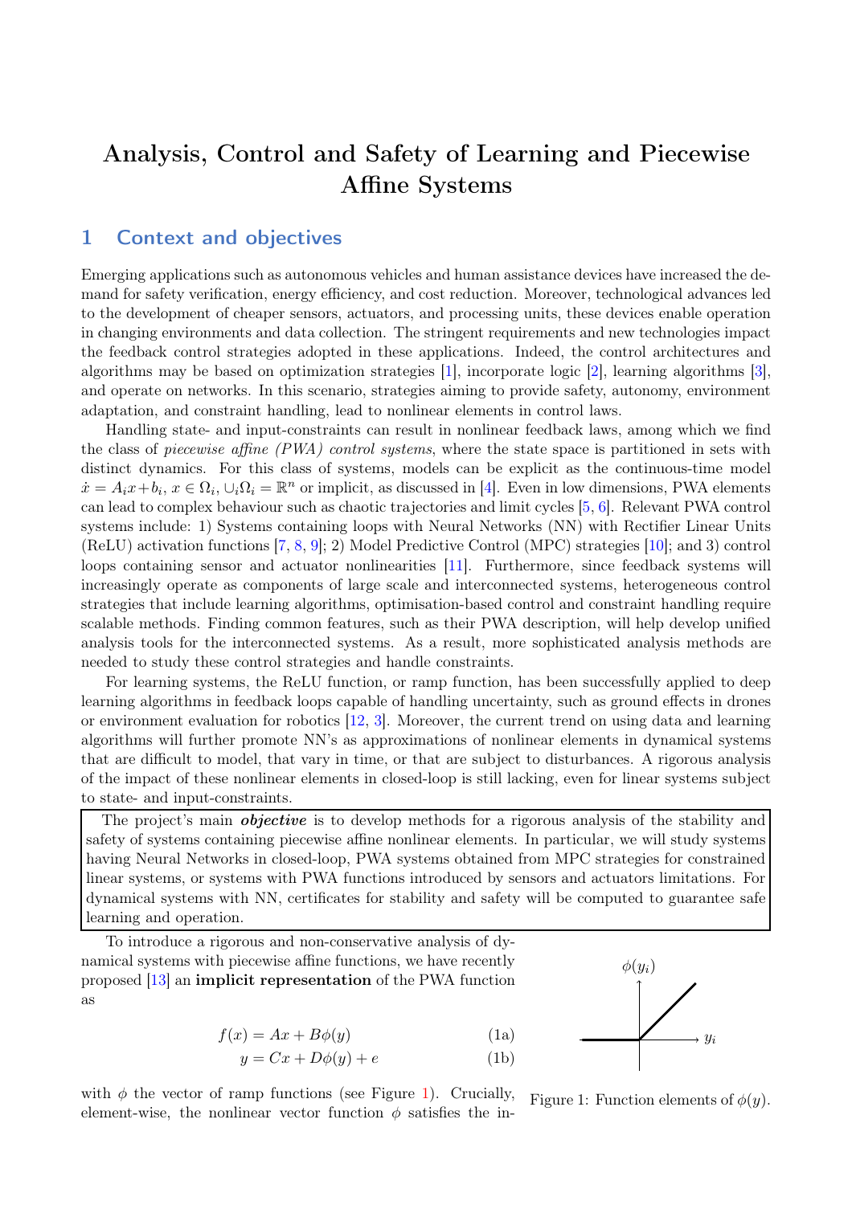# Analysis, Control and Safety of Learning and Piecewise Affine Systems

## 1 Context and objectives

Emerging applications such as autonomous vehicles and human assistance devices have increased the demand for safety verification, energy efficiency, and cost reduction. Moreover, technological advances led to the development of cheaper sensors, actuators, and processing units, these devices enable operation in changing environments and data collection. The stringent requirements and new technologies impact the feedback control strategies adopted in these applications. Indeed, the control architectures and algorithms may be based on optimization strategies [1], incorporate logic [2], learning algorithms [3], and operate on networks. In this scenario, strategies aiming to provide safety, autonomy, environment adaptation, and constraint handling, lead to nonlinear elements in control laws.

Handling state- and input-constraints can result in nonlinear feedback laws, among which we find the class of *piecewise affine (PWA) control systems*, where the state space is partitioned in sets with distinct dynamics. For this class of systems, models can be explicit as the continuous-time model $\dot{x} = A_i x + b_i$, $x \in \Omega_i$, $\cup_i \Omega_i = \mathbb{R}^n$ or implicit, as discussed in [4]. Even in low dimensions, PWA elements can lead to complex behaviour such as chaotic trajectories and limit cycles [5, 6]. Relevant PWA control systems include: 1) Systems containing loops with Neural Networks (NN) with Rectifier Linear Units (ReLU) activation functions [7, 8, 9]; 2) Model Predictive Control (MPC) strategies [10]; and 3) control loops containing sensor and actuator nonlinearities [11]. Furthermore, since feedback systems will increasingly operate as components of large scale and interconnected systems, heterogeneous control strategies that include learning algorithms, optimisation-based control and constraint handling require scalable methods. Finding common features, such as their PWA description, will help develop unified analysis tools for the interconnected systems. As a result, more sophisticated analysis methods are needed to study these control strategies and handle constraints.

For learning systems, the ReLU function, or ramp function, has been successfully applied to deep learning algorithms in feedback loops capable of handling uncertainty, such as ground effects in drones or environment evaluation for robotics [12, 3]. Moreover, the current trend on using data and learning algorithms will further promote NN's as approximations of nonlinear elements in dynamical systems that are difficult to model, that vary in time, or that are subject to disturbances. A rigorous analysis of the impact of these nonlinear elements in closed-loop is still lacking, even for linear systems subject to state- and input-constraints.

The project's main ***objective*** is to develop methods for a rigorous analysis of the stability and safety of systems containing piecewise affine nonlinear elements. In particular, we will study systems having Neural Networks in closed-loop, PWA systems obtained from MPC strategies for constrained linear systems, or systems with PWA functions introduced by sensors and actuators limitations. For dynamical systems with NN, certificates for stability and safety will be computed to guarantee safe learning and operation.

To introduce a rigorous and non-conservative analysis of dynamical systems with piecewise affine functions, we have recently proposed [13] an **implicit representation** of the PWA function as

$$f(x) = Ax + B\phi(y) \tag{1a}$$

$$y = Cx + D\phi(y) + e \tag{1b}$$

Figure 1: Function elements of $\phi(y)$.

with $\phi$ the vector of ramp functions (see Figure 1). Crucially, element-wise, the nonlinear vector function $\phi$ satisfies the in-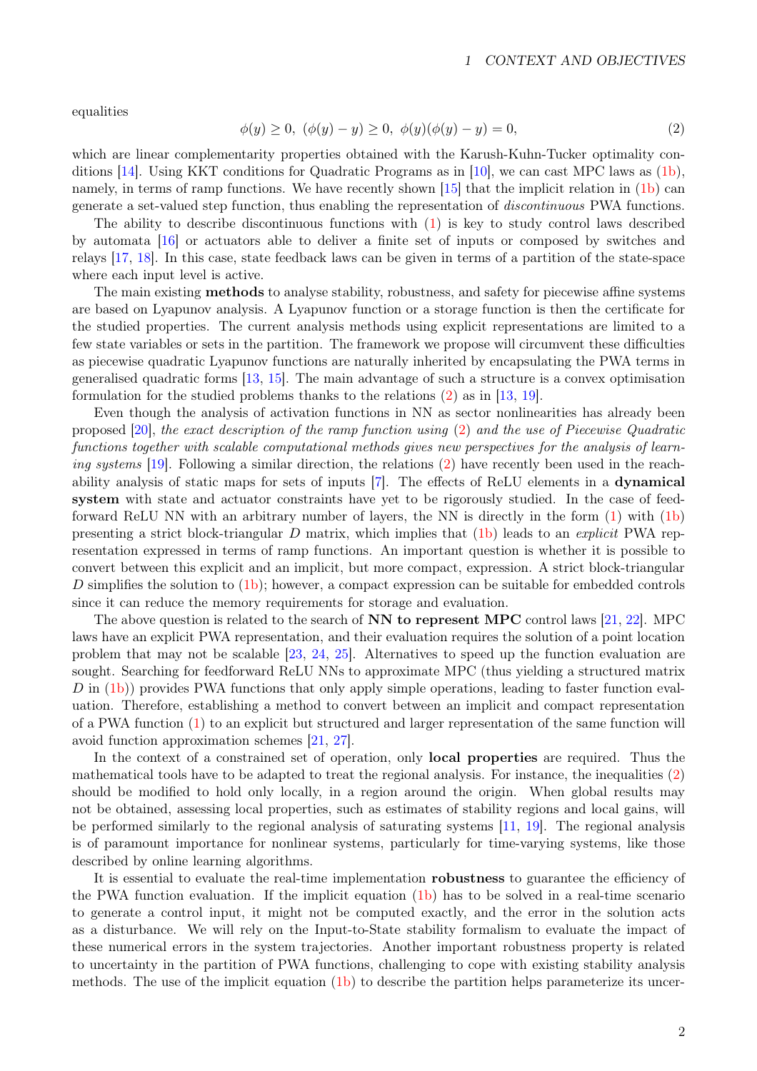equalities

$$\phi(y) \geq 0,\ (\phi(y) - y) \geq 0,\ \phi(y)(\phi(y) - y) = 0, \tag{2}$$

which are linear complementarity properties obtained with the Karush-Kuhn-Tucker optimality conditions [14]. Using KKT conditions for Quadratic Programs as in [10], we can cast MPC laws as (1b), namely, in terms of ramp functions. We have recently shown [15] that the implicit relation in (1b) can generate a set-valued step function, thus enabling the representation of *discontinuous* PWA functions.

The ability to describe discontinuous functions with (1) is key to study control laws described by automata [16] or actuators able to deliver a finite set of inputs or composed by switches and relays [17, 18]. In this case, state feedback laws can be given in terms of a partition of the state-space where each input level is active.

The main existing **methods** to analyse stability, robustness, and safety for piecewise affine systems are based on Lyapunov analysis. A Lyapunov function or a storage function is then the certificate for the studied properties. The current analysis methods using explicit representations are limited to a few state variables or sets in the partition. The framework we propose will circumvent these difficulties as piecewise quadratic Lyapunov functions are naturally inherited by encapsulating the PWA terms in generalised quadratic forms [13, 15]. The main advantage of such a structure is a convex optimisation formulation for the studied problems thanks to the relations (2) as in [13, 19].

Even though the analysis of activation functions in NN as sector nonlinearities has already been proposed [20], *the exact description of the ramp function using* (2) *and the use of Piecewise Quadratic functions together with scalable computational methods gives new perspectives for the analysis of learning systems* [19]. Following a similar direction, the relations (2) have recently been used in the reachability analysis of static maps for sets of inputs [7]. The effects of ReLU elements in a **dynamical system** with state and actuator constraints have yet to be rigorously studied. In the case of feedforward ReLU NN with an arbitrary number of layers, the NN is directly in the form (1) with (1b) presenting a strict block-triangular $D$ matrix, which implies that (1b) leads to an *explicit* PWA representation expressed in terms of ramp functions. An important question is whether it is possible to convert between this explicit and an implicit, but more compact, expression. A strict block-triangular $D$ simplifies the solution to (1b); however, a compact expression can be suitable for embedded controls since it can reduce the memory requirements for storage and evaluation.

The above question is related to the search of **NN to represent MPC** control laws [21, 22]. MPC laws have an explicit PWA representation, and their evaluation requires the solution of a point location problem that may not be scalable [23, 24, 25]. Alternatives to speed up the function evaluation are sought. Searching for feedforward ReLU NNs to approximate MPC (thus yielding a structured matrix $D$ in (1b)) provides PWA functions that only apply simple operations, leading to faster function evaluation. Therefore, establishing a method to convert between an implicit and compact representation of a PWA function (1) to an explicit but structured and larger representation of the same function will avoid function approximation schemes [21, 27].

In the context of a constrained set of operation, only **local properties** are required. Thus the mathematical tools have to be adapted to treat the regional analysis. For instance, the inequalities (2) should be modified to hold only locally, in a region around the origin. When global results may not be obtained, assessing local properties, such as estimates of stability regions and local gains, will be performed similarly to the regional analysis of saturating systems [11, 19]. The regional analysis is of paramount importance for nonlinear systems, particularly for time-varying systems, like those described by online learning algorithms.

It is essential to evaluate the real-time implementation **robustness** to guarantee the efficiency of the PWA function evaluation. If the implicit equation (1b) has to be solved in a real-time scenario to generate a control input, it might not be computed exactly, and the error in the solution acts as a disturbance. We will rely on the Input-to-State stability formalism to evaluate the impact of these numerical errors in the system trajectories. Another important robustness property is related to uncertainty in the partition of PWA functions, challenging to cope with existing stability analysis methods. The use of the implicit equation (1b) to describe the partition helps parameterize its uncer-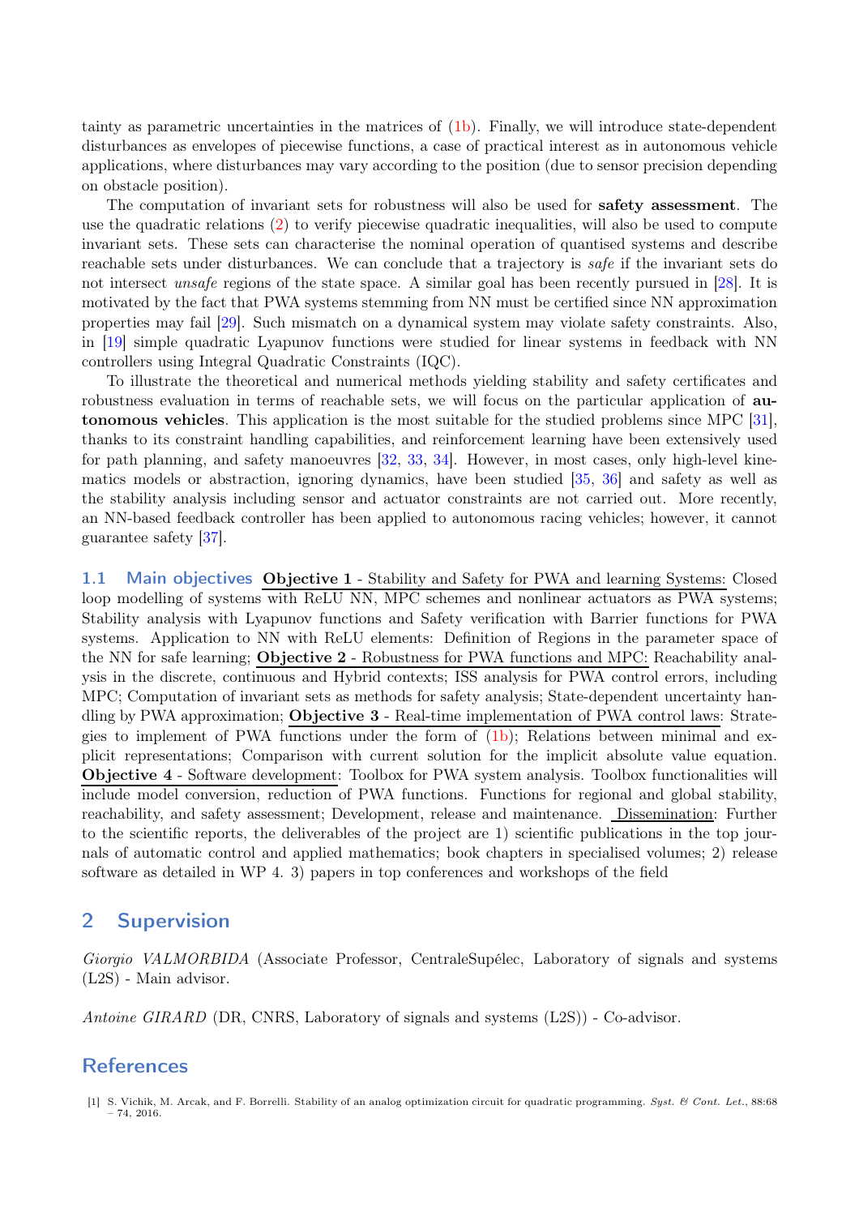tainty as parametric uncertainties in the matrices of (1b). Finally, we will introduce state-dependent disturbances as envelopes of piecewise functions, a case of practical interest as in autonomous vehicle applications, where disturbances may vary according to the position (due to sensor precision depending on obstacle position).

The computation of invariant sets for robustness will also be used for **safety assessment**. The use the quadratic relations (2) to verify piecewise quadratic inequalities, will also be used to compute invariant sets. These sets can characterise the nominal operation of quantised systems and describe reachable sets under disturbances. We can conclude that a trajectory is *safe* if the invariant sets do not intersect *unsafe* regions of the state space. A similar goal has been recently pursued in [28]. It is motivated by the fact that PWA systems stemming from NN must be certified since NN approximation properties may fail [29]. Such mismatch on a dynamical system may violate safety constraints. Also, in [19] simple quadratic Lyapunov functions were studied for linear systems in feedback with NN controllers using Integral Quadratic Constraints (IQC).

To illustrate the theoretical and numerical methods yielding stability and safety certificates and robustness evaluation in terms of reachable sets, we will focus on the particular application of **autonomous vehicles**. This application is the most suitable for the studied problems since MPC [31], thanks to its constraint handling capabilities, and reinforcement learning have been extensively used for path planning, and safety manoeuvres [32, 33, 34]. However, in most cases, only high-level kinematics models or abstraction, ignoring dynamics, have been studied [35, 36] and safety as well as the stability analysis including sensor and actuator constraints are not carried out. More recently, an NN-based feedback controller has been applied to autonomous racing vehicles; however, it cannot guarantee safety [37].

### 1.1 Main objectives

**Objective 1** - Stability and Safety for PWA and learning Systems: Closed loop modelling of systems with ReLU NN, MPC schemes and nonlinear actuators as PWA systems; Stability analysis with Lyapunov functions and Safety verification with Barrier functions for PWA systems. Application to NN with ReLU elements: Definition of Regions in the parameter space of the NN for safe learning; **Objective 2** - Robustness for PWA functions and MPC: Reachability analysis in the discrete, continuous and Hybrid contexts; ISS analysis for PWA control errors, including MPC; Computation of invariant sets as methods for safety analysis; State-dependent uncertainty handling by PWA approximation; **Objective 3** - Real-time implementation of PWA control laws: Strategies to implement of PWA functions under the form of (1b); Relations between minimal and explicit representations; Comparison with current solution for the implicit absolute value equation. **Objective 4** - Software development: Toolbox for PWA system analysis. Toolbox functionalities will include model conversion, reduction of PWA functions. Functions for regional and global stability, reachability, and safety assessment; Development, release and maintenance. Dissemination: Further to the scientific reports, the deliverables of the project are 1) scientific publications in the top journals of automatic control and applied mathematics; book chapters in specialised volumes; 2) release software as detailed in WP 4. 3) papers in top conferences and workshops of the field

## 2 Supervision

*Giorgio VALMORBIDA* (Associate Professor, CentraleSupélec, Laboratory of signals and systems (L2S) - Main advisor.

*Antoine GIRARD* (DR, CNRS, Laboratory of signals and systems (L2S)) - Co-advisor.

## References

[1] S. Vichik, M. Arcak, and F. Borrelli. Stability of an analog optimization circuit for quadratic programming. *Syst. & Cont. Let.*, 88:68 – 74, 2016.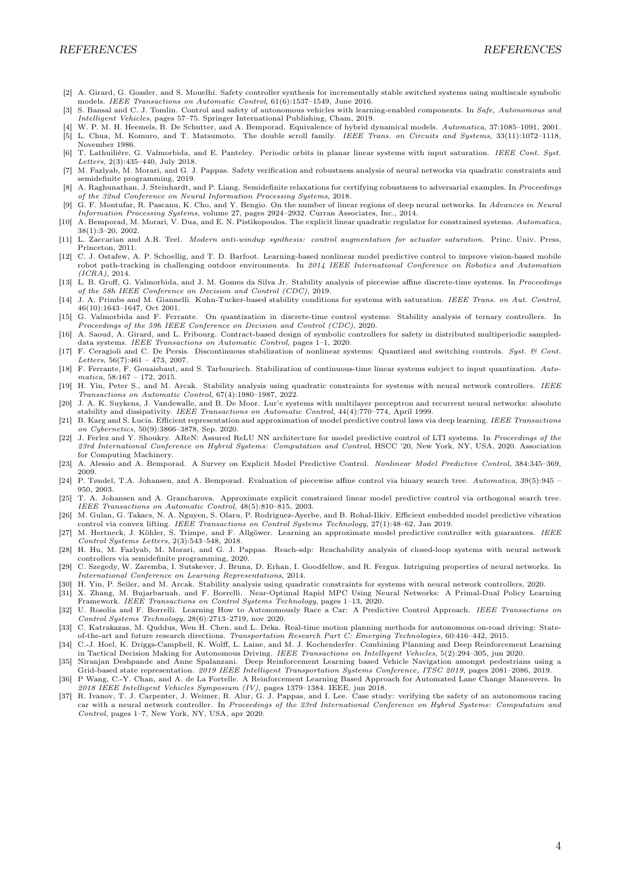[2] A. Girard, G. Gossler, and S. Mouelhi. Safety controller synthesis for incrementally stable switched systems using multiscale symbolic models. *IEEE Transactions on Automatic Control*, 61(6):1537–1549, June 2016.

[3] S. Bansal and C. J. Tomlin. Control and safety of autonomous vehicles with learning-enabled components. In *Safe, Autonomous and Intelligent Vehicles*, pages 57–75. Springer International Publishing, Cham, 2019.

[4] W. P. M. H. Heemels, B. De Schutter, and A. Bemporad. Equivalence of hybrid dynamical models. *Automatica*, 37:1085–1091, 2001.

[5] L. Chua, M. Komuro, and T. Matsumoto. The double scroll family. *IEEE Trans. on Circuits and Systems*, 33(11):1072–1118, November 1986.

[6] T. Lathuilière, G. Valmorbida, and E. Panteley. Periodic orbits in planar linear systems with input saturation. *IEEE Cont. Syst. Letters*, 2(3):435–440, July 2018.

[7] M. Fazlyab, M. Morari, and G. J. Pappas. Safety verification and robustness analysis of neural networks via quadratic constraints and semidefinite programming, 2019.

[8] A. Raghunathan, J. Steinhardt, and P. Liang. Semidefinite relaxations for certifying robustness to adversarial examples. In *Proceedings of the 32nd Conference on Neural Information Processing Systems*, 2018.

[9] G. F. Montufar, R. Pascanu, K. Cho, and Y. Bengio. On the number of linear regions of deep neural networks. In *Advances in Neural Information Processing Systems*, volume 27, pages 2924–2932. Curran Associates, Inc., 2014.

[10] A. Bemporad, M. Morari, V. Dua, and E. N. Pistikopoulos. The explicit linear quadratic regulator for constrained systems. *Automatica*, 38(1):3–20, 2002.

[11] L. Zaccarian and A.R. Teel. *Modern anti-windup synthesis: control augmentation for actuator saturation*. Princ. Univ. Press, Princeton, 2011.

[12] C. J. Ostafew, A. P. Schoellig, and T. D. Barfoot. Learning-based nonlinear model predictive control to improve vision-based mobile robot path-tracking in challenging outdoor environments. In *2014 IEEE International Conference on Robotics and Automation (ICRA)*, 2014.

[13] L. B. Groff, G. Valmorbida, and J. M. Gomes da Silva Jr. Stability analysis of piecewise affine discrete-time systems. In *Proceedings of the 58h IEEE Conference on Decision and Control (CDC)*, 2019.

[14] J. A. Primbs and M. Giannelli. Kuhn-Tucker-based stability conditions for systems with saturation. *IEEE Trans. on Aut. Control*, 46(10):1643–1647, Oct 2001.

[15] G. Valmorbida and F. Ferrante. On quantization in discrete-time control systems: Stability analysis of ternary controllers. In *Proceedings of the 59h IEEE Conference on Decision and Control (CDC)*, 2020.

[16] A. Saoud, A. Girard, and L. Fribourg. Contract-based design of symbolic controllers for safety in distributed multiperiodic sampled-data systems. *IEEE Transactions on Automatic Control*, pages 1–1, 2020.

[17] F. Ceragioli and C. De Persis. Discontinuous stabilization of nonlinear systems: Quantized and switching controls. *Syst. & Cont. Letters*, 56(7):461 – 473, 2007.

[18] F. Ferrante, F. Gouaisbaut, and S. Tarbouriech. Stabilization of continuous-time linear systems subject to input quantization. *Automatica*, 58:167 – 172, 2015.

[19] H. Yin, Peter S., and M. Arcak. Stability analysis using quadratic constraints for systems with neural network controllers. *IEEE Transactions on Automatic Control*, 67(4):1980–1987, 2022.

[20] J. A. K. Suykens, J. Vandewalle, and B. De Moor. Lur'e systems with multilayer perceptron and recurrent neural networks: absolute stability and dissipativity. *IEEE Transactions on Automatic Control*, 44(4):770–774, April 1999.

[21] B. Karg and S. Lucia. Efficient representation and approximation of model predictive control laws via deep learning. *IEEE Transactions on Cybernetics*, 50(9):3866–3878, Sep. 2020.

[22] J. Ferlez and Y. Shoukry. AReN: Assured ReLU NN architecture for model predictive control of LTI systems. In *Proceedings of the 23rd International Conference on Hybrid Systems: Computation and Control*, HSCC '20, New York, NY, USA, 2020. Association for Computing Machinery.

[23] A. Alessio and A. Bemporad. A Survey on Explicit Model Predictive Control. *Nonlinear Model Predictive Control*, 384:345–369, 2009.

[24] P. Tøndel, T.A. Johansen, and A. Bemporad. Evaluation of piecewise affine control via binary search tree. *Automatica*, 39(5):945 – 950, 2003.

[25] T. A. Johansen and A. Grancharova. Approximate explicit constrained linear model predictive control via orthogonal search tree. *IEEE Transactions on Automatic Control*, 48(5):810–815, 2003.

[26] M. Gulan, G. Takacs, N. A. Nguyen, S. Olaru, P. Rodriguez-Ayerbe, and B. Rohal-Ilkiv. Efficient embedded model predictive vibration control via convex lifting. *IEEE Transactions on Control Systems Technology*, 27(1):48–62, Jan 2019.

[27] M. Hertneck, J. Köhler, S. Trimpe, and F. Allgöwer. Learning an approximate model predictive controller with guarantees. *IEEE Control Systems Letters*, 2(3):543–548, 2018.

[28] H. Hu, M. Fazlyab, M. Morari, and G. J. Pappas. Reach-sdp: Reachability analysis of closed-loop systems with neural network controllers via semidefinite programming, 2020.

[29] C. Szegedy, W. Zaremba, I. Sutskever, J. Bruna, D. Erhan, I. Goodfellow, and R. Fergus. Intriguing properties of neural networks. In *International Conference on Learning Representations*, 2014.

[30] H. Yin, P. Seiler, and M. Arcak. Stability analysis using quadratic constraints for systems with neural network controllers, 2020.

[31] X. Zhang, M. Bujarbaruah, and F. Borrelli. Near-Optimal Rapid MPC Using Neural Networks: A Primal-Dual Policy Learning Framework. *IEEE Transactions on Control Systems Technology*, pages 1–13, 2020.

[32] U. Rosolia and F. Borrelli. Learning How to Autonomously Race a Car: A Predictive Control Approach. *IEEE Transactions on Control Systems Technology*, 28(6):2713–2719, nov 2020.

[33] C. Katrakazas, M. Quddus, Wen H. Chen, and L. Deka. Real-time motion planning methods for autonomous on-road driving: State-of-the-art and future research directions. *Transportation Research Part C: Emerging Technologies*, 60:416–442, 2015.

[34] C.-J. Hoel, K. Driggs-Campbell, K. Wolff, L. Laine, and M. J. Kochenderfer. Combining Planning and Deep Reinforcement Learning in Tactical Decision Making for Autonomous Driving. *IEEE Transactions on Intelligent Vehicles*, 5(2):294–305, jun 2020.

[35] Niranjan Deshpande and Anne Spalanzani. Deep Reinforcement Learning based Vehicle Navigation amongst pedestrians using a Grid-based state representation. *2019 IEEE Intelligent Transportation Systems Conference, ITSC 2019*, pages 2081–2086, 2019.

[36] P Wang, C.-Y. Chan, and A. de La Fortelle. A Reinforcement Learning Based Approach for Automated Lane Change Maneuvers. In *2018 IEEE Intelligent Vehicles Symposium (IV)*, pages 1379–1384. IEEE, jun 2018.

[37] R. Ivanov, T. J. Carpenter, J. Weimer, R. Alur, G. J. Pappas, and I. Lee. Case study: verifying the safety of an autonomous racing car with a neural network controller. In *Proceedings of the 23rd International Conference on Hybrid Systems: Computation and Control*, pages 1–7, New York, NY, USA, apr 2020.